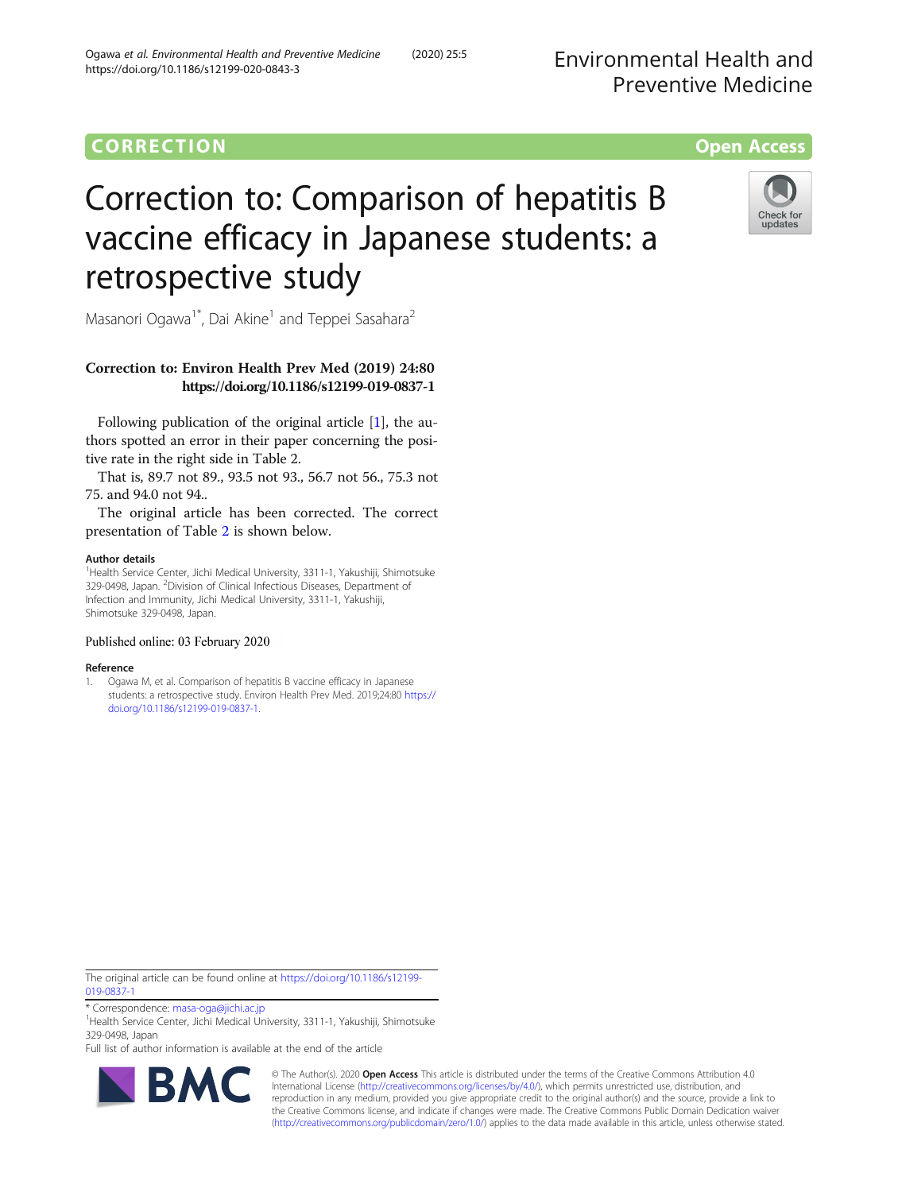CORRECTION

Open Access

# Correction to: Comparison of hepatitis B vaccine efficacy in Japanese students: a retrospective study

Masanori Ogawa[1*], Dai Akine[1] and Teppei Sasahara[2]

**Correction to: Environ Health Prev Med (2019) 24:80**
**https://doi.org/10.1186/s12199-019-0837-1**

Following publication of the original article [1], the authors spotted an error in their paper concerning the positive rate in the right side in Table 2.

That is, 89.7 not 89., 93.5 not 93., 56.7 not 56., 75.3 not 75. and 94.0 not 94..

The original article has been corrected. The correct presentation of Table 2 is shown below.

### Author details

[1]Health Service Center, Jichi Medical University, 3311-1, Yakushiji, Shimotsuke 329-0498, Japan. [2]Division of Clinical Infectious Diseases, Department of Infection and Immunity, Jichi Medical University, 3311-1, Yakushiji, Shimotsuke 329-0498, Japan.

Published online: 03 February 2020

### Reference

1. Ogawa M, et al. Comparison of hepatitis B vaccine efficacy in Japanese students: a retrospective study. Environ Health Prev Med. 2019;24:80 https://doi.org/10.1186/s12199-019-0837-1.

The original article can be found online at https://doi.org/10.1186/s12199-019-0837-1

\* Correspondence: masa-oga@jichi.ac.jp
[1]Health Service Center, Jichi Medical University, 3311-1, Yakushiji, Shimotsuke 329-0498, Japan
Full list of author information is available at the end of the article

© The Author(s). 2020 **Open Access** This article is distributed under the terms of the Creative Commons Attribution 4.0 International License (http://creativecommons.org/licenses/by/4.0/), which permits unrestricted use, distribution, and reproduction in any medium, provided you give appropriate credit to the original author(s) and the source, provide a link to the Creative Commons license, and indicate if changes were made. The Creative Commons Public Domain Dedication waiver (http://creativecommons.org/publicdomain/zero/1.0/) applies to the data made available in this article, unless otherwise stated.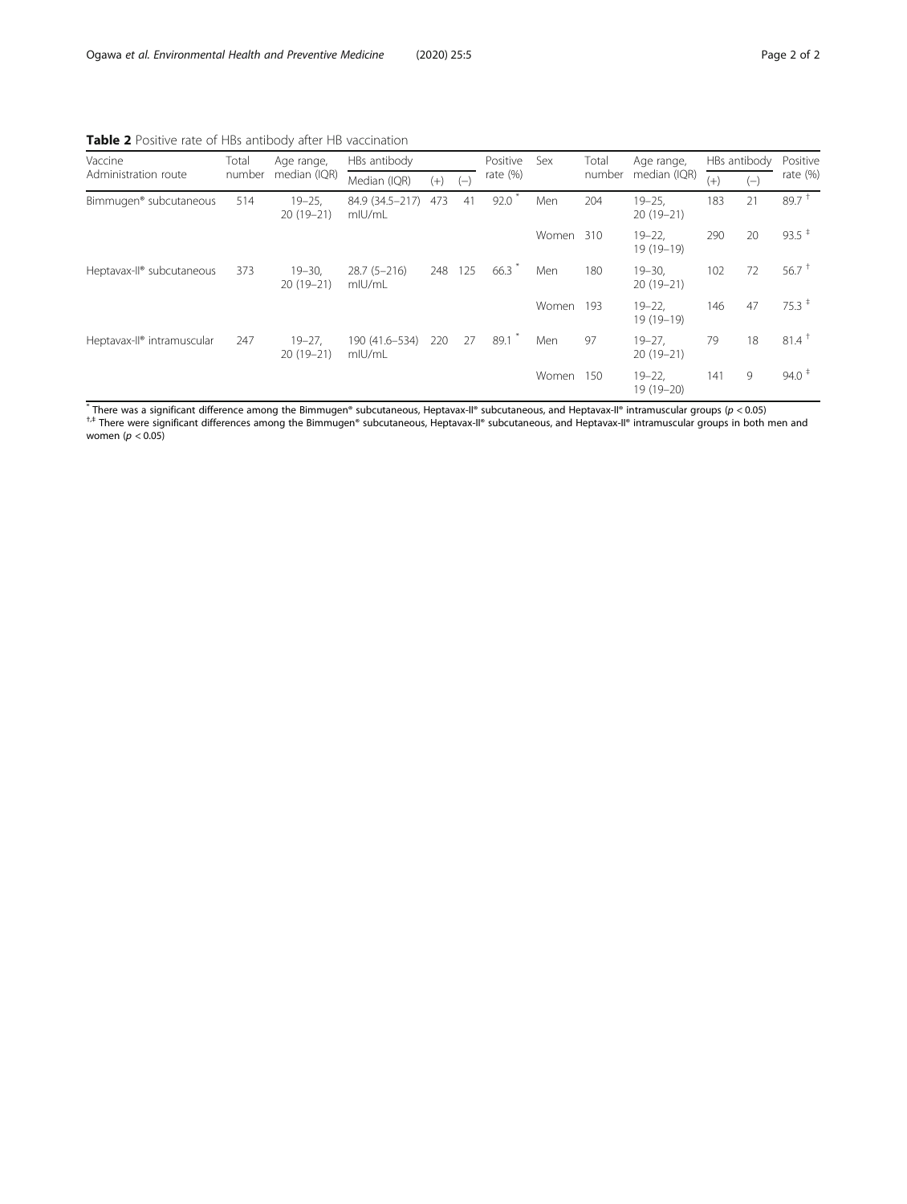**Table 2** Positive rate of HBs antibody after HB vaccination

| Vaccine Administration route | Total number | Age range, median (IQR) | HBs antibody | | | Positive rate (%) | Sex | Total number | Age range, median (IQR) | HBs antibody | | Positive rate (%) |
|---|---|---|---|---|---|---|---|---|---|---|---|---|
| | | | Median (IQR) | (+) | (−) | | | | | (+) | (−) | |
| Bimmugen® subcutaneous | 514 | 19–25, 20 (19–21) | 84.9 (34.5–217) mIU/mL | 473 | 41 | 92.0 * | Men | 204 | 19–25, 20 (19–21) | 183 | 21 | 89.7 † |
| | | | | | | | Women | 310 | 19–22, 19 (19–19) | 290 | 20 | 93.5 ‡ |
| Heptavax-II® subcutaneous | 373 | 19–30, 20 (19–21) | 28.7 (5–216) mIU/mL | 248 | 125 | 66.3 * | Men | 180 | 19–30, 20 (19–21) | 102 | 72 | 56.7 † |
| | | | | | | | Women | 193 | 19–22, 19 (19–19) | 146 | 47 | 75.3 ‡ |
| Heptavax-II® intramuscular | 247 | 19–27, 20 (19–21) | 190 (41.6–534) mIU/mL | 220 | 27 | 89.1 * | Men | 97 | 19–27, 20 (19–21) | 79 | 18 | 81.4 † |
| | | | | | | | Women | 150 | 19–22, 19 (19–20) | 141 | 9 | 94.0 ‡ |

* There was a significant difference among the Bimmugen® subcutaneous, Heptavax-II® subcutaneous, and Heptavax-II® intramuscular groups ($p < 0.05$)

†,‡ There were significant differences among the Bimmugen® subcutaneous, Heptavax-II® subcutaneous, and Heptavax-II® intramuscular groups in both men and women ($p < 0.05$)